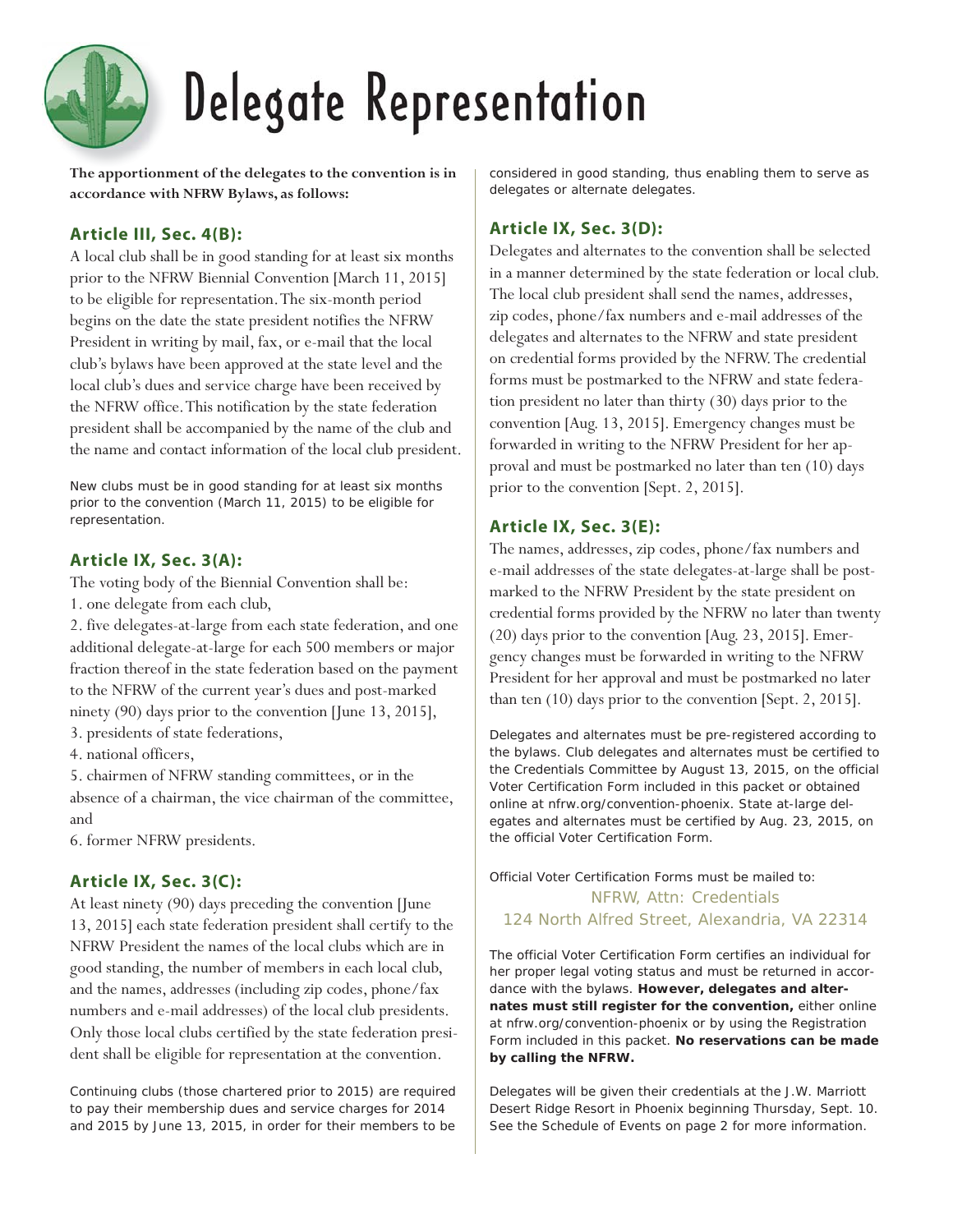# Delegate Representation

**The apportionment of the delegates to the convention is in accordance with NFRW Bylaws, as follows:**

## Article III, Sec. 4(B):

A local club shall be in good standing for at least six months prior to the NFRW Biennial Convention [March 11, 2015] to be eligible for representation. The six-month period begins on the date the state president notifies the NFRW President in writing by mail, fax, or e-mail that the local club's bylaws have been approved at the state level and the local club's dues and service charge have been received by the NFRW office. This notification by the state federation president shall be accompanied by the name of the club and the name and contact information of the local club president.

New clubs must be in good standing for at least six months prior to the convention (March 11, 2015) to be eligible for representation.

## Article IX, Sec. 3(A):

The voting body of the Biennial Convention shall be:

1. one delegate from each club,
2. five delegates-at-large from each state federation, and one additional delegate-at-large for each 500 members or major fraction thereof in the state federation based on the payment to the NFRW of the current year's dues and post-marked ninety (90) days prior to the convention [June 13, 2015],
3. presidents of state federations,
4. national officers,
5. chairmen of NFRW standing committees, or in the absence of a chairman, the vice chairman of the committee, and
6. former NFRW presidents.

## Article IX, Sec. 3(C):

At least ninety (90) days preceding the convention [June 13, 2015] each state federation president shall certify to the NFRW President the names of the local clubs which are in good standing, the number of members in each local club, and the names, addresses (including zip codes, phone/fax numbers and e-mail addresses) of the local club presidents. Only those local clubs certified by the state federation president shall be eligible for representation at the convention.

Continuing clubs (those chartered prior to 2015) are required to pay their membership dues and service charges for 2014 and 2015 by June 13, 2015, in order for their members to be considered in good standing, thus enabling them to serve as delegates or alternate delegates.

## Article IX, Sec. 3(D):

Delegates and alternates to the convention shall be selected in a manner determined by the state federation or local club. The local club president shall send the names, addresses, zip codes, phone/fax numbers and e-mail addresses of the delegates and alternates to the NFRW and state president on credential forms provided by the NFRW. The credential forms must be postmarked to the NFRW and state federation president no later than thirty (30) days prior to the convention [Aug. 13, 2015]. Emergency changes must be forwarded in writing to the NFRW President for her approval and must be postmarked no later than ten (10) days prior to the convention [Sept. 2, 2015].

## Article IX, Sec. 3(E):

The names, addresses, zip codes, phone/fax numbers and e-mail addresses of the state delegates-at-large shall be postmarked to the NFRW President by the state president on credential forms provided by the NFRW no later than twenty (20) days prior to the convention [Aug. 23, 2015]. Emergency changes must be forwarded in writing to the NFRW President for her approval and must be postmarked no later than ten (10) days prior to the convention [Sept. 2, 2015].

Delegates and alternates must be pre-registered according to the bylaws. Club delegates and alternates must be certified to the Credentials Committee by August 13, 2015, on the official Voter Certification Form included in this packet or obtained online at nfrw.org/convention-phoenix. State at-large delegates and alternates must be certified by Aug. 23, 2015, on the official Voter Certification Form.

Official Voter Certification Forms must be mailed to:

NFRW, Attn: Credentials
124 North Alfred Street, Alexandria, VA 22314

The official Voter Certification Form certifies an individual for her proper legal voting status and must be returned in accordance with the bylaws. **However, delegates and alternates must still register for the convention,** either online at nfrw.org/convention-phoenix or by using the Registration Form included in this packet. **No reservations can be made by calling the NFRW.**

Delegates will be given their credentials at the J.W. Marriott Desert Ridge Resort in Phoenix beginning Thursday, Sept. 10. See the Schedule of Events on page 2 for more information.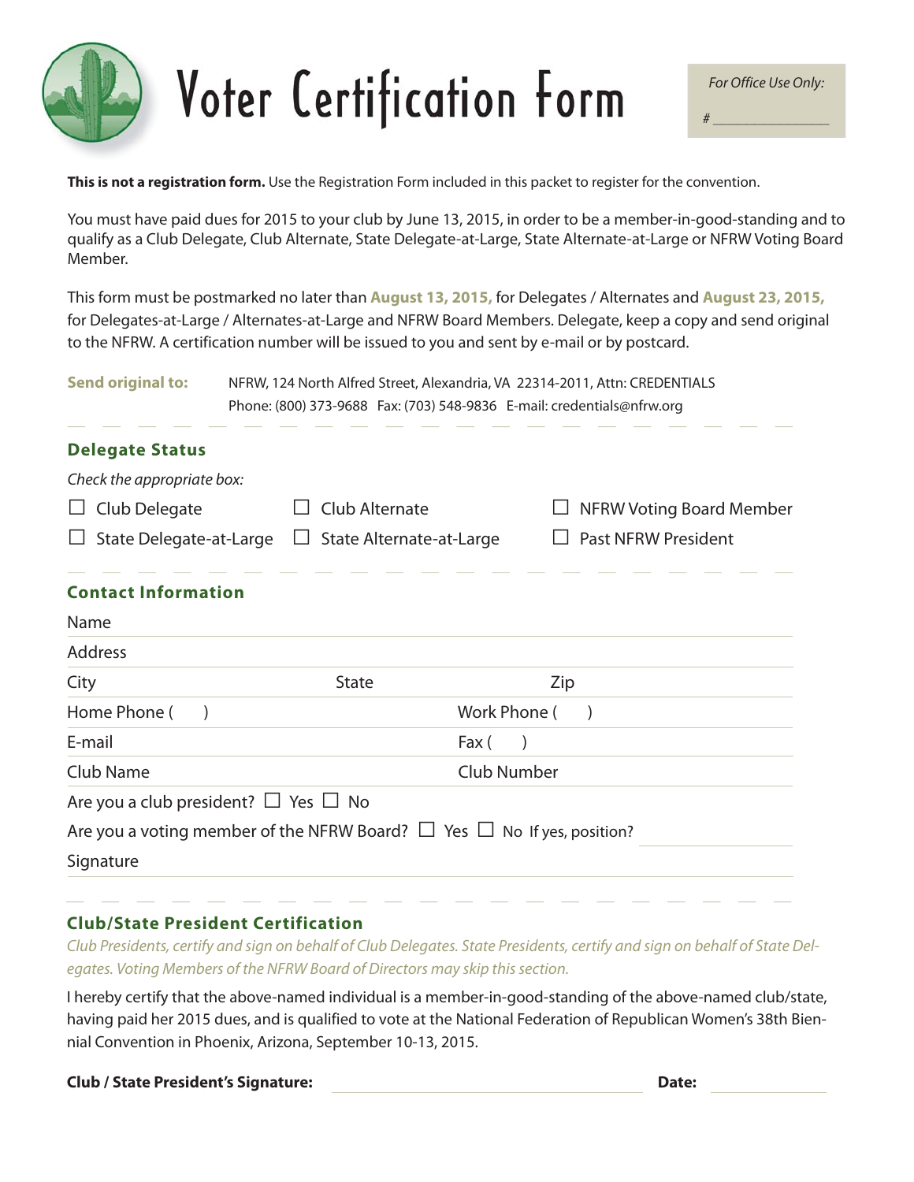# Voter Certification Form

*For Office Use Only:*

\# ________________

**This is not a registration form.** Use the Registration Form included in this packet to register for the convention.

You must have paid dues for 2015 to your club by June 13, 2015, in order to be a member-in-good-standing and to qualify as a Club Delegate, Club Alternate, State Delegate-at-Large, State Alternate-at-Large or NFRW Voting Board Member.

This form must be postmarked no later than **August 13, 2015,** for Delegates / Alternates and **August 23, 2015,** for Delegates-at-Large / Alternates-at-Large and NFRW Board Members. Delegate, keep a copy and send original to the NFRW. A certification number will be issued to you and sent by e-mail or by postcard.

**Send original to:** NFRW, 124 North Alfred Street, Alexandria, VA 22314-2011, Attn: CREDENTIALS
Phone: (800) 373-9688 Fax: (703) 548-9836 E-mail: credentials@nfrw.org

## Delegate Status

*Check the appropriate box:*

☐ Club Delegate ☐ Club Alternate ☐ NFRW Voting Board Member

☐ State Delegate-at-Large ☐ State Alternate-at-Large ☐ Past NFRW President

## Contact Information

Name

Address

City State Zip

Home Phone ( ) Work Phone ( )

E-mail Fax ( )

Club Name Club Number

Are you a club president? ☐ Yes ☐ No

Are you a voting member of the NFRW Board? ☐ Yes ☐ No If yes, position?

Signature

## Club/State President Certification

*Club Presidents, certify and sign on behalf of Club Delegates. State Presidents, certify and sign on behalf of State Delegates. Voting Members of the NFRW Board of Directors may skip this section.*

I hereby certify that the above-named individual is a member-in-good-standing of the above-named club/state, having paid her 2015 dues, and is qualified to vote at the National Federation of Republican Women's 38th Biennial Convention in Phoenix, Arizona, September 10-13, 2015.

**Club / State President's Signature:** ______________________ **Date:** __________